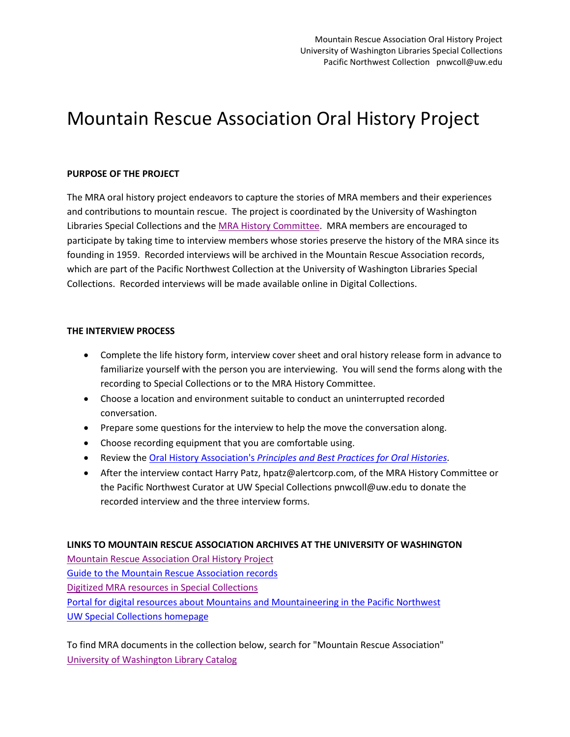Mountain Rescue Association Oral History Project
University of Washington Libraries Special Collections
Pacific Northwest Collection pnwcoll@uw.edu

# Mountain Rescue Association Oral History Project

**PURPOSE OF THE PROJECT**

The MRA oral history project endeavors to capture the stories of MRA members and their experiences and contributions to mountain rescue. The project is coordinated by the University of Washington Libraries Special Collections and the MRA History Committee. MRA members are encouraged to participate by taking time to interview members whose stories preserve the history of the MRA since its founding in 1959. Recorded interviews will be archived in the Mountain Rescue Association records, which are part of the Pacific Northwest Collection at the University of Washington Libraries Special Collections. Recorded interviews will be made available online in Digital Collections.

**THE INTERVIEW PROCESS**

- Complete the life history form, interview cover sheet and oral history release form in advance to familiarize yourself with the person you are interviewing. You will send the forms along with the recording to Special Collections or to the MRA History Committee.
- Choose a location and environment suitable to conduct an uninterrupted recorded conversation.
- Prepare some questions for the interview to help the move the conversation along.
- Choose recording equipment that you are comfortable using.
- Review the Oral History Association's *Principles and Best Practices for Oral Histories*.
- After the interview contact Harry Patz, hpatz@alertcorp.com, of the MRA History Committee or the Pacific Northwest Curator at UW Special Collections pnwcoll@uw.edu to donate the recorded interview and the three interview forms.

**LINKS TO MOUNTAIN RESCUE ASSOCIATION ARCHIVES AT THE UNIVERSITY OF WASHINGTON**

Mountain Rescue Association Oral History Project
Guide to the Mountain Rescue Association records
Digitized MRA resources in Special Collections
Portal for digital resources about Mountains and Mountaineering in the Pacific Northwest
UW Special Collections homepage

To find MRA documents in the collection below, search for "Mountain Rescue Association"
University of Washington Library Catalog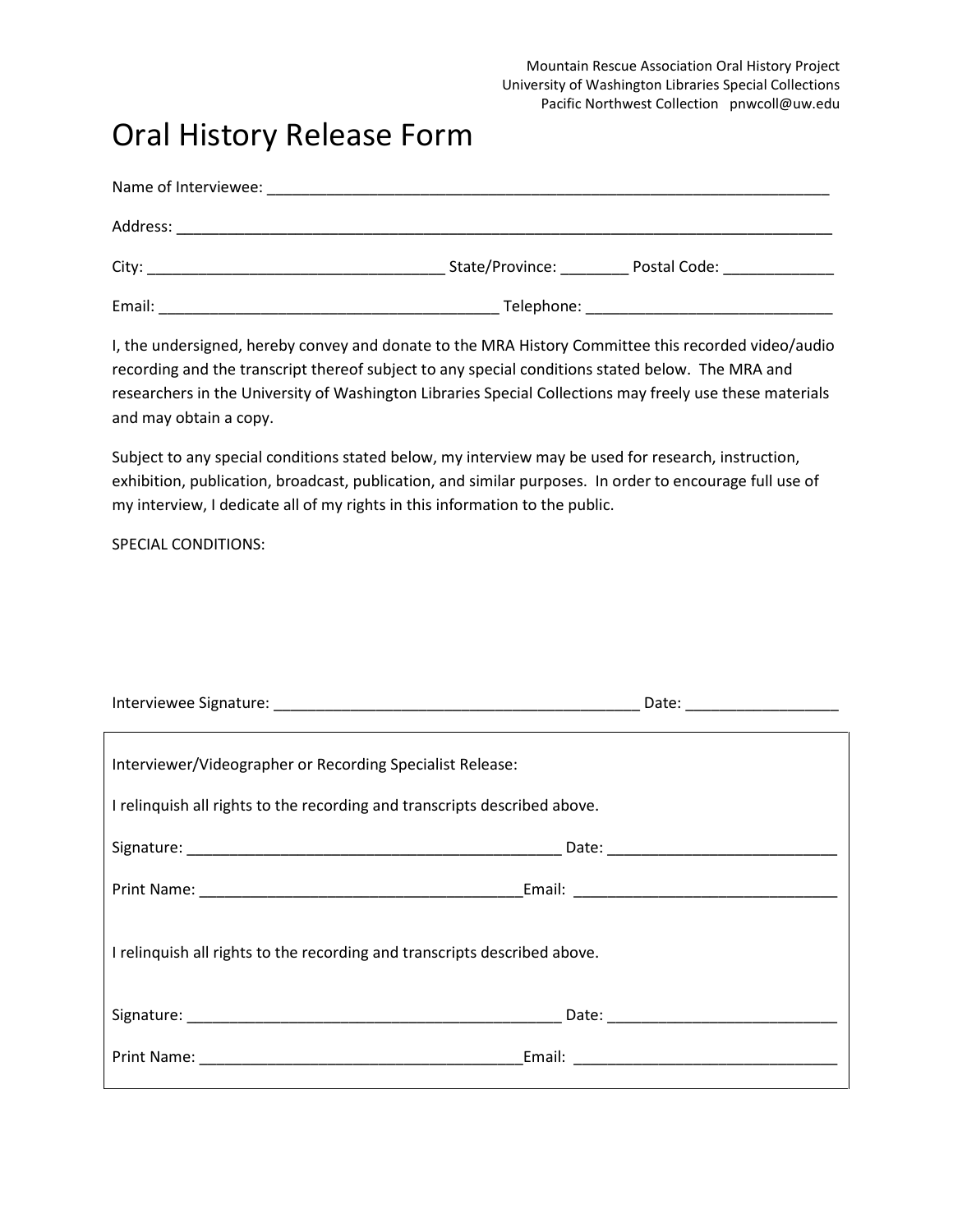Mountain Rescue Association Oral History Project
University of Washington Libraries Special Collections
Pacific Northwest Collection pnwcoll@uw.edu

# Oral History Release Form

Name of Interviewee: ____________________________________________________________________

Address: ________________________________________________________________________________

City: __________________________________ State/Province: ________ Postal Code: _____________

Email: ________________________________________ Telephone: _____________________________

I, the undersigned, hereby convey and donate to the MRA History Committee this recorded video/audio recording and the transcript thereof subject to any special conditions stated below. The MRA and researchers in the University of Washington Libraries Special Collections may freely use these materials and may obtain a copy.

Subject to any special conditions stated below, my interview may be used for research, instruction, exhibition, publication, broadcast, publication, and similar purposes. In order to encourage full use of my interview, I dedicate all of my rights in this information to the public.

SPECIAL CONDITIONS:

Interviewee Signature: ____________________________________________ Date: _________________

Interviewer/Videographer or Recording Specialist Release:

I relinquish all rights to the recording and transcripts described above.

Signature: _____________________________________________ Date: __________________________

Print Name: ______________________________________Email: _______________________________

I relinquish all rights to the recording and transcripts described above.

Signature: _____________________________________________ Date: __________________________

Print Name: ______________________________________Email: _______________________________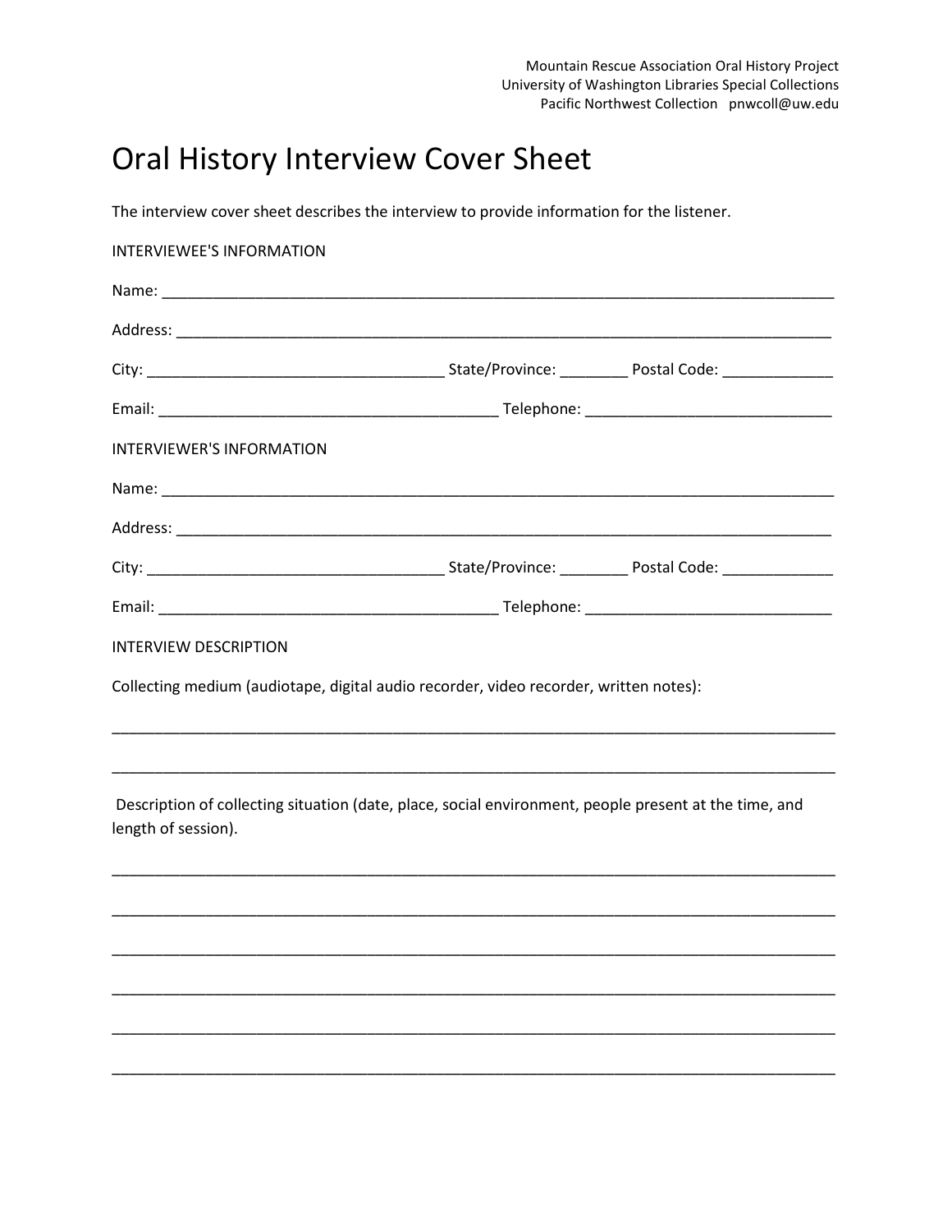Mountain Rescue Association Oral History Project
University of Washington Libraries Special Collections
Pacific Northwest Collection pnwcoll@uw.edu

# Oral History Interview Cover Sheet

The interview cover sheet describes the interview to provide information for the listener.

INTERVIEWEE'S INFORMATION

Name: ______________________________________________________________________________

Address: ____________________________________________________________________________

City: ___________________________________ State/Province: ________ Postal Code: _____________

Email: ________________________________________ Telephone: _____________________________

INTERVIEWER'S INFORMATION

Name: ______________________________________________________________________________

Address: ____________________________________________________________________________

City: ___________________________________ State/Province: ________ Postal Code: _____________

Email: ________________________________________ Telephone: _____________________________

INTERVIEW DESCRIPTION

Collecting medium (audiotape, digital audio recorder, video recorder, written notes):

_____________________________________________________________________________________

_____________________________________________________________________________________

Description of collecting situation (date, place, social environment, people present at the time, and length of session).

_____________________________________________________________________________________

_____________________________________________________________________________________

_____________________________________________________________________________________

_____________________________________________________________________________________

_____________________________________________________________________________________

_____________________________________________________________________________________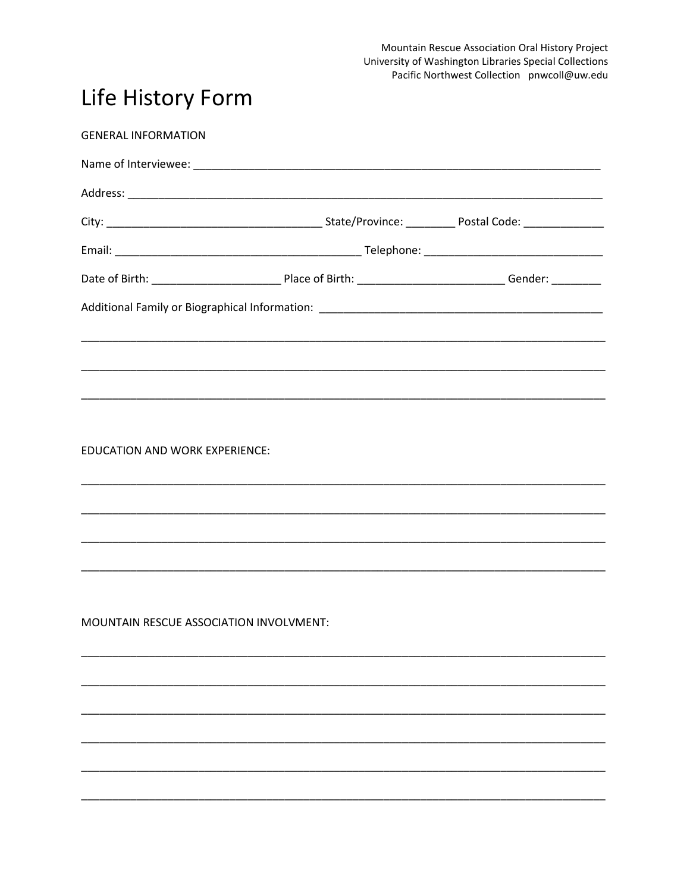Mountain Rescue Association Oral History Project
University of Washington Libraries Special Collections
Pacific Northwest Collection pnwcoll@uw.edu

# Life History Form

GENERAL INFORMATION

Name of Interviewee: ___________________________________________________________________

Address: _____________________________________________________________________________

City: ___________________________________ State/Province: ________ Postal Code: _____________

Email: ________________________________________ Telephone: _____________________________

Date of Birth: _____________________ Place of Birth: _______________________ Gender: ________

Additional Family or Biographical Information: _____________________________________________

_____________________________________________________________________________________

_____________________________________________________________________________________

_____________________________________________________________________________________

EDUCATION AND WORK EXPERIENCE:

_____________________________________________________________________________________

_____________________________________________________________________________________

_____________________________________________________________________________________

_____________________________________________________________________________________

MOUNTAIN RESCUE ASSOCIATION INVOLVMENT:

_____________________________________________________________________________________

_____________________________________________________________________________________

_____________________________________________________________________________________

_____________________________________________________________________________________

_____________________________________________________________________________________

_____________________________________________________________________________________